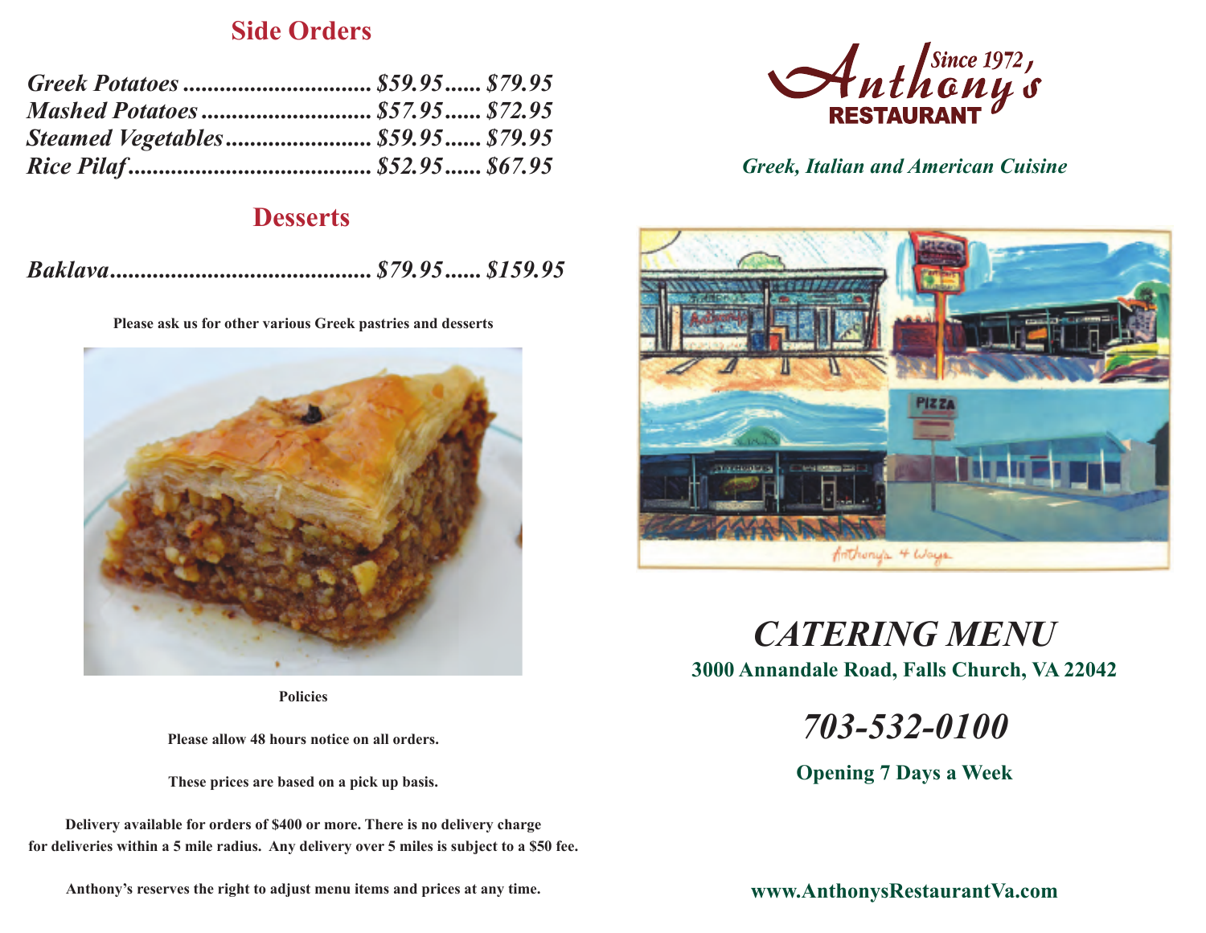## Side Orders

*Greek Potatoes ............................. $59.95...... $79.95*
*Mashed Potatoes ........................... $57.95...... $72.95*
*Steamed Vegetables....................... $59.95...... $79.95*
*Rice Pilaf....................................... $52.95...... $67.95*

## Desserts

*Baklava.......................................... $79.95...... $159.95*

**Please ask us for other various Greek pastries and desserts**

**Policies**

**Please allow 48 hours notice on all orders.**

**These prices are based on a pick up basis.**

**Delivery available for orders of $400 or more. There is no delivery charge for deliveries within a 5 mile radius. Any delivery over 5 miles is subject to a $50 fee.**

**Anthony's reserves the right to adjust menu items and prices at any time.**

# Anthony's Restaurant

Since 1972

***Greek, Italian and American Cuisine***

Anthony's 4 Ways

# *CATERING MENU*

**3000 Annandale Road, Falls Church, VA 22042**

## *703-532-0100*

**Opening 7 Days a Week**

**www.AnthonysRestaurantVa.com**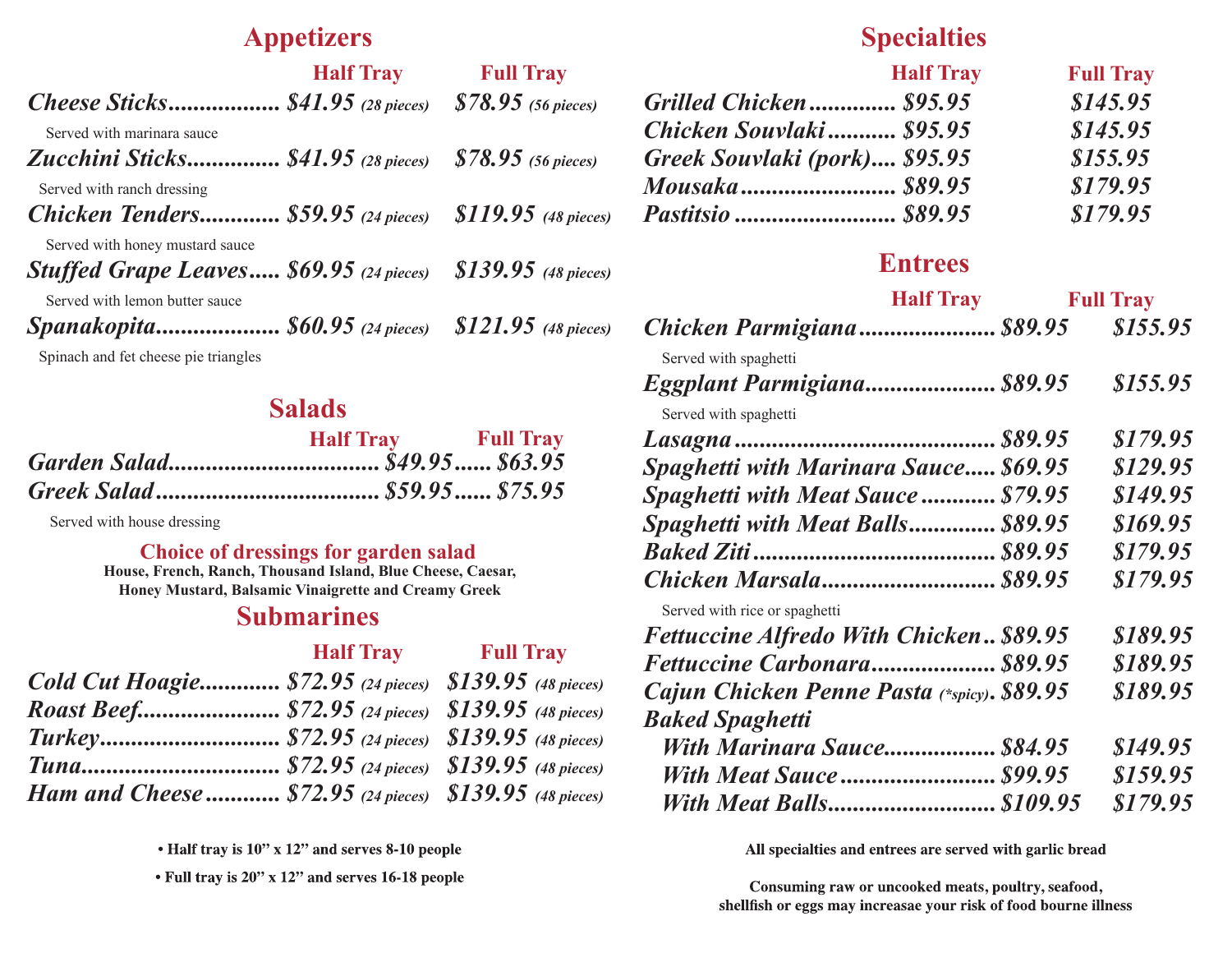## Appetizers

| | Half Tray | Full Tray |
|---|---|---|
| ***Cheese Sticks*** | ***$41.95*** *(28 pieces)* | ***$78.95*** *(56 pieces)* |
| Served with marinara sauce | | |
| ***Zucchini Sticks*** | ***$41.95*** *(28 pieces)* | ***$78.95*** *(56 pieces)* |
| Served with ranch dressing | | |
| ***Chicken Tenders*** | ***$59.95*** *(24 pieces)* | ***$119.95*** *(48 pieces)* |
| Served with honey mustard sauce | | |
| ***Stuffed Grape Leaves*** | ***$69.95*** *(24 pieces)* | ***$139.95*** *(48 pieces)* |
| Served with lemon butter sauce | | |
| ***Spanakopita*** | ***$60.95*** *(24 pieces)* | ***$121.95*** *(48 pieces)* |
| Spinach and fet cheese pie triangles | | |

## Salads

| | Half Tray | Full Tray |
|---|---|---|
| ***Garden Salad*** | ***$49.95*** | ***$63.95*** |
| ***Greek Salad*** | ***$59.95*** | ***$75.95*** |
| Served with house dressing | | |

**Choice of dressings for garden salad**

**House, French, Ranch, Thousand Island, Blue Cheese, Caesar, Honey Mustard, Balsamic Vinaigrette and Creamy Greek**

## Submarines

| | Half Tray | Full Tray |
|---|---|---|
| ***Cold Cut Hoagie*** | ***$72.95*** *(24 pieces)* | ***$139.95*** *(48 pieces)* |
| ***Roast Beef*** | ***$72.95*** *(24 pieces)* | ***$139.95*** *(48 pieces)* |
| ***Turkey*** | ***$72.95*** *(24 pieces)* | ***$139.95*** *(48 pieces)* |
| ***Tuna*** | ***$72.95*** *(24 pieces)* | ***$139.95*** *(48 pieces)* |
| ***Ham and Cheese*** | ***$72.95*** *(24 pieces)* | ***$139.95*** *(48 pieces)* |

- **Half tray is 10" x 12" and serves 8-10 people**
- **Full tray is 20" x 12" and serves 16-18 people**

## Specialties

| | Half Tray | Full Tray |
|---|---|---|
| ***Grilled Chicken*** | ***$95.95*** | ***$145.95*** |
| ***Chicken Souvlaki*** | ***$95.95*** | ***$145.95*** |
| ***Greek Souvlaki (pork)*** | ***$95.95*** | ***$155.95*** |
| ***Mousaka*** | ***$89.95*** | ***$179.95*** |
| ***Pastitsio*** | ***$89.95*** | ***$179.95*** |

## Entrees

| | Half Tray | Full Tray |
|---|---|---|
| ***Chicken Parmigiana*** | ***$89.95*** | ***$155.95*** |
| Served with spaghetti | | |
| ***Eggplant Parmigiana*** | ***$89.95*** | ***$155.95*** |
| Served with spaghetti | | |
| ***Lasagna*** | ***$89.95*** | ***$179.95*** |
| ***Spaghetti with Marinara Sauce*** | ***$69.95*** | ***$129.95*** |
| ***Spaghetti with Meat Sauce*** | ***$79.95*** | ***$149.95*** |
| ***Spaghetti with Meat Balls*** | ***$89.95*** | ***$169.95*** |
| ***Baked Ziti*** | ***$89.95*** | ***$179.95*** |
| ***Chicken Marsala*** | ***$89.95*** | ***$179.95*** |
| Served with rice or spaghetti | | |
| ***Fettuccine Alfredo With Chicken*** | ***$89.95*** | ***$189.95*** |
| ***Fettuccine Carbonara*** | ***$89.95*** | ***$189.95*** |
| ***Cajun Chicken Penne Pasta*** *(\*spicy)* | ***$89.95*** | ***$189.95*** |
| ***Baked Spaghetti*** | | |
| ***With Marinara Sauce*** | ***$84.95*** | ***$149.95*** |
| ***With Meat Sauce*** | ***$99.95*** | ***$159.95*** |
| ***With Meat Balls*** | ***$109.95*** | ***$179.95*** |

**All specialties and entrees are served with garlic bread**

**Consuming raw or uncooked meats, poultry, seafood, shellfish or eggs may increasae your risk of food bourne illness**